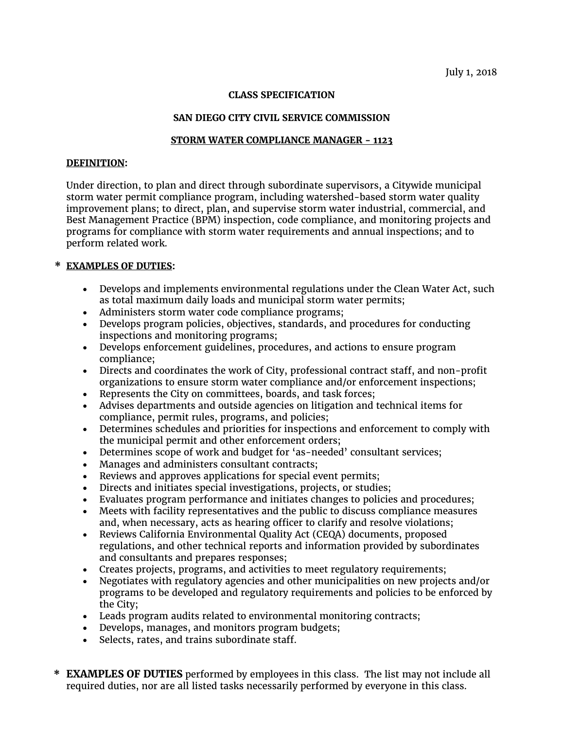July 1, 2018

**CLASS SPECIFICATION**

**SAN DIEGO CITY CIVIL SERVICE COMMISSION**

# STORM WATER COMPLIANCE MANAGER - 1123

## DEFINITION:

Under direction, to plan and direct through subordinate supervisors, a Citywide municipal storm water permit compliance program, including watershed-based storm water quality improvement plans; to direct, plan, and supervise storm water industrial, commercial, and Best Management Practice (BPM) inspection, code compliance, and monitoring projects and programs for compliance with storm water requirements and annual inspections; and to perform related work.

## * EXAMPLES OF DUTIES:

- Develops and implements environmental regulations under the Clean Water Act, such as total maximum daily loads and municipal storm water permits;
- Administers storm water code compliance programs;
- Develops program policies, objectives, standards, and procedures for conducting inspections and monitoring programs;
- Develops enforcement guidelines, procedures, and actions to ensure program compliance;
- Directs and coordinates the work of City, professional contract staff, and non-profit organizations to ensure storm water compliance and/or enforcement inspections;
- Represents the City on committees, boards, and task forces;
- Advises departments and outside agencies on litigation and technical items for compliance, permit rules, programs, and policies;
- Determines schedules and priorities for inspections and enforcement to comply with the municipal permit and other enforcement orders;
- Determines scope of work and budget for 'as-needed' consultant services;
- Manages and administers consultant contracts;
- Reviews and approves applications for special event permits;
- Directs and initiates special investigations, projects, or studies;
- Evaluates program performance and initiates changes to policies and procedures;
- Meets with facility representatives and the public to discuss compliance measures and, when necessary, acts as hearing officer to clarify and resolve violations;
- Reviews California Environmental Quality Act (CEQA) documents, proposed regulations, and other technical reports and information provided by subordinates and consultants and prepares responses;
- Creates projects, programs, and activities to meet regulatory requirements;
- Negotiates with regulatory agencies and other municipalities on new projects and/or programs to be developed and regulatory requirements and policies to be enforced by the City;
- Leads program audits related to environmental monitoring contracts;
- Develops, manages, and monitors program budgets;
- Selects, rates, and trains subordinate staff.

\* **EXAMPLES OF DUTIES** performed by employees in this class. The list may not include all required duties, nor are all listed tasks necessarily performed by everyone in this class.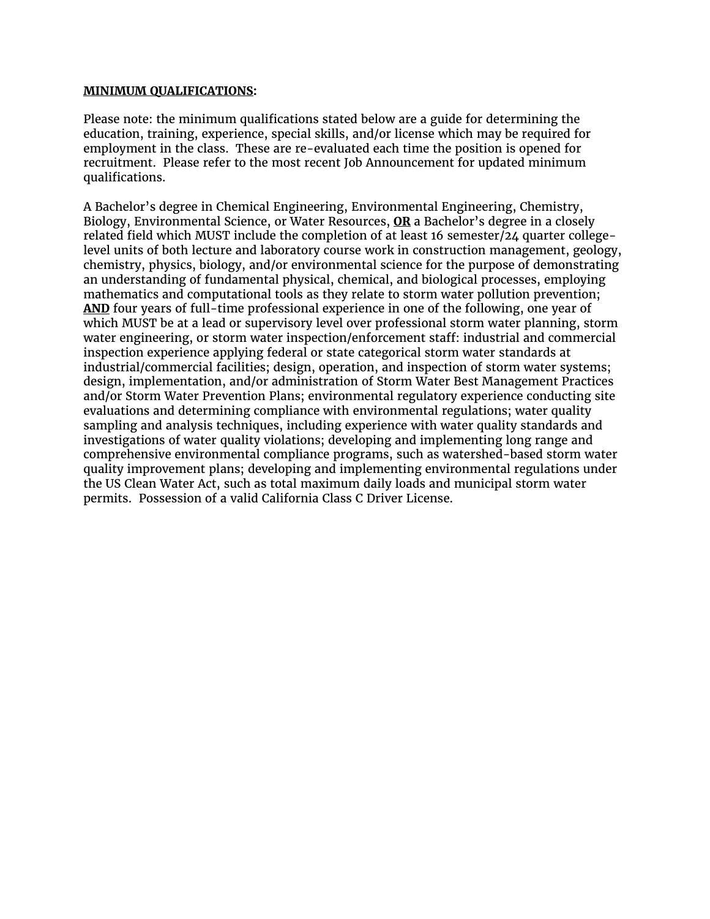**<u>MINIMUM QUALIFICATIONS</u>:**

Please note: the minimum qualifications stated below are a guide for determining the education, training, experience, special skills, and/or license which may be required for employment in the class. These are re-evaluated each time the position is opened for recruitment. Please refer to the most recent Job Announcement for updated minimum qualifications.

A Bachelor's degree in Chemical Engineering, Environmental Engineering, Chemistry, Biology, Environmental Science, or Water Resources, **<u>OR</u>** a Bachelor's degree in a closely related field which MUST include the completion of at least 16 semester/24 quarter college-level units of both lecture and laboratory course work in construction management, geology, chemistry, physics, biology, and/or environmental science for the purpose of demonstrating an understanding of fundamental physical, chemical, and biological processes, employing mathematics and computational tools as they relate to storm water pollution prevention; **<u>AND</u>** four years of full-time professional experience in one of the following, one year of which MUST be at a lead or supervisory level over professional storm water planning, storm water engineering, or storm water inspection/enforcement staff: industrial and commercial inspection experience applying federal or state categorical storm water standards at industrial/commercial facilities; design, operation, and inspection of storm water systems; design, implementation, and/or administration of Storm Water Best Management Practices and/or Storm Water Prevention Plans; environmental regulatory experience conducting site evaluations and determining compliance with environmental regulations; water quality sampling and analysis techniques, including experience with water quality standards and investigations of water quality violations; developing and implementing long range and comprehensive environmental compliance programs, such as watershed-based storm water quality improvement plans; developing and implementing environmental regulations under the US Clean Water Act, such as total maximum daily loads and municipal storm water permits. Possession of a valid California Class C Driver License.